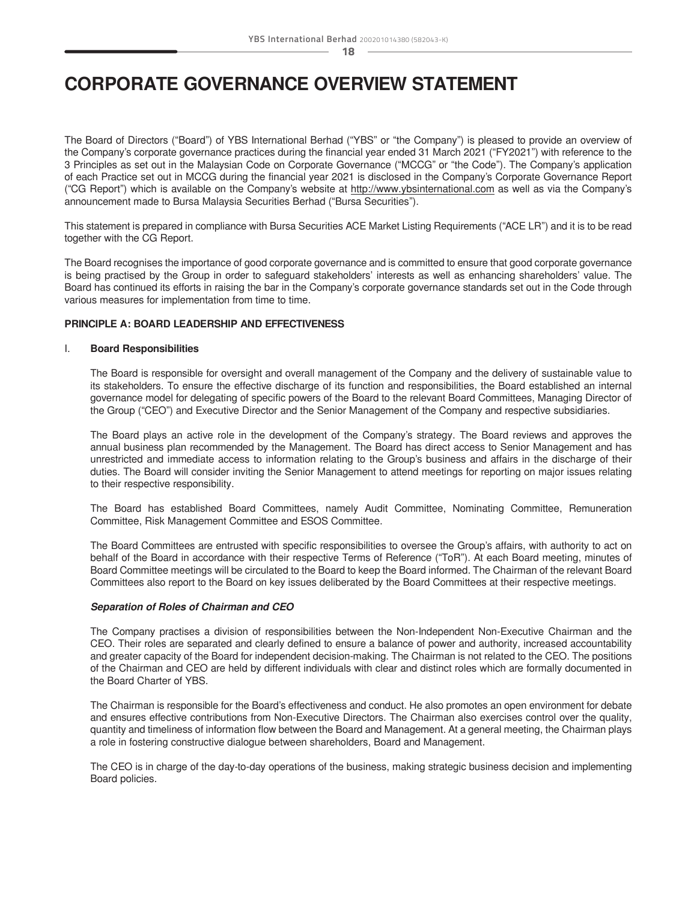# CORPORATE GOVERNANCE OVERVIEW STATEMENT

The Board of Directors ("Board") of YBS International Berhad ("YBS" or "the Company") is pleased to provide an overview of the Company's corporate governance practices during the financial year ended 31 March 2021 ("FY2021") with reference to the 3 Principles as set out in the Malaysian Code on Corporate Governance ("MCCG" or "the Code"). The Company's application of each Practice set out in MCCG during the financial year 2021 is disclosed in the Company's Corporate Governance Report ("CG Report") which is available on the Company's website at http://www.ybsinternational.com as well as via the Company's announcement made to Bursa Malaysia Securities Berhad ("Bursa Securities").

This statement is prepared in compliance with Bursa Securities ACE Market Listing Requirements ("ACE LR") and it is to be read together with the CG Report.

The Board recognises the importance of good corporate governance and is committed to ensure that good corporate governance is being practised by the Group in order to safeguard stakeholders' interests as well as enhancing shareholders' value. The Board has continued its efforts in raising the bar in the Company's corporate governance standards set out in the Code through various measures for implementation from time to time.

## PRINCIPLE A: BOARD LEADERSHIP AND EFFECTIVENESS

### I. Board Responsibilities

The Board is responsible for oversight and overall management of the Company and the delivery of sustainable value to its stakeholders. To ensure the effective discharge of its function and responsibilities, the Board established an internal governance model for delegating of specific powers of the Board to the relevant Board Committees, Managing Director of the Group ("CEO") and Executive Director and the Senior Management of the Company and respective subsidiaries.

The Board plays an active role in the development of the Company's strategy. The Board reviews and approves the annual business plan recommended by the Management. The Board has direct access to Senior Management and has unrestricted and immediate access to information relating to the Group's business and affairs in the discharge of their duties. The Board will consider inviting the Senior Management to attend meetings for reporting on major issues relating to their respective responsibility.

The Board has established Board Committees, namely Audit Committee, Nominating Committee, Remuneration Committee, Risk Management Committee and ESOS Committee.

The Board Committees are entrusted with specific responsibilities to oversee the Group's affairs, with authority to act on behalf of the Board in accordance with their respective Terms of Reference ("ToR"). At each Board meeting, minutes of Board Committee meetings will be circulated to the Board to keep the Board informed. The Chairman of the relevant Board Committees also report to the Board on key issues deliberated by the Board Committees at their respective meetings.

***Separation of Roles of Chairman and CEO***

The Company practises a division of responsibilities between the Non-Independent Non-Executive Chairman and the CEO. Their roles are separated and clearly defined to ensure a balance of power and authority, increased accountability and greater capacity of the Board for independent decision-making. The Chairman is not related to the CEO. The positions of the Chairman and CEO are held by different individuals with clear and distinct roles which are formally documented in the Board Charter of YBS.

The Chairman is responsible for the Board's effectiveness and conduct. He also promotes an open environment for debate and ensures effective contributions from Non-Executive Directors. The Chairman also exercises control over the quality, quantity and timeliness of information flow between the Board and Management. At a general meeting, the Chairman plays a role in fostering constructive dialogue between shareholders, Board and Management.

The CEO is in charge of the day-to-day operations of the business, making strategic business decision and implementing Board policies.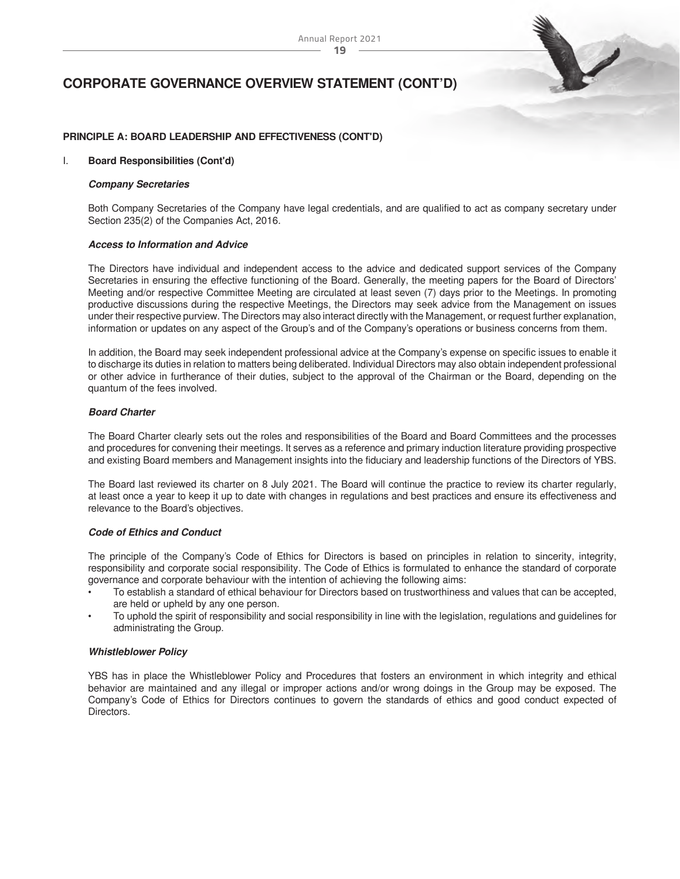# CORPORATE GOVERNANCE OVERVIEW STATEMENT (CONT'D)

## PRINCIPLE A: BOARD LEADERSHIP AND EFFECTIVENESS (CONT'D)

### I. Board Responsibilities (Cont'd)

***Company Secretaries***

Both Company Secretaries of the Company have legal credentials, and are qualified to act as company secretary under Section 235(2) of the Companies Act, 2016.

***Access to Information and Advice***

The Directors have individual and independent access to the advice and dedicated support services of the Company Secretaries in ensuring the effective functioning of the Board. Generally, the meeting papers for the Board of Directors' Meeting and/or respective Committee Meeting are circulated at least seven (7) days prior to the Meetings. In promoting productive discussions during the respective Meetings, the Directors may seek advice from the Management on issues under their respective purview. The Directors may also interact directly with the Management, or request further explanation, information or updates on any aspect of the Group's and of the Company's operations or business concerns from them.

In addition, the Board may seek independent professional advice at the Company's expense on specific issues to enable it to discharge its duties in relation to matters being deliberated. Individual Directors may also obtain independent professional or other advice in furtherance of their duties, subject to the approval of the Chairman or the Board, depending on the quantum of the fees involved.

***Board Charter***

The Board Charter clearly sets out the roles and responsibilities of the Board and Board Committees and the processes and procedures for convening their meetings. It serves as a reference and primary induction literature providing prospective and existing Board members and Management insights into the fiduciary and leadership functions of the Directors of YBS.

The Board last reviewed its charter on 8 July 2021. The Board will continue the practice to review its charter regularly, at least once a year to keep it up to date with changes in regulations and best practices and ensure its effectiveness and relevance to the Board's objectives.

***Code of Ethics and Conduct***

The principle of the Company's Code of Ethics for Directors is based on principles in relation to sincerity, integrity, responsibility and corporate social responsibility. The Code of Ethics is formulated to enhance the standard of corporate governance and corporate behaviour with the intention of achieving the following aims:

- To establish a standard of ethical behaviour for Directors based on trustworthiness and values that can be accepted, are held or upheld by any one person.
- To uphold the spirit of responsibility and social responsibility in line with the legislation, regulations and guidelines for administrating the Group.

***Whistleblower Policy***

YBS has in place the Whistleblower Policy and Procedures that fosters an environment in which integrity and ethical behavior are maintained and any illegal or improper actions and/or wrong doings in the Group may be exposed. The Company's Code of Ethics for Directors continues to govern the standards of ethics and good conduct expected of Directors.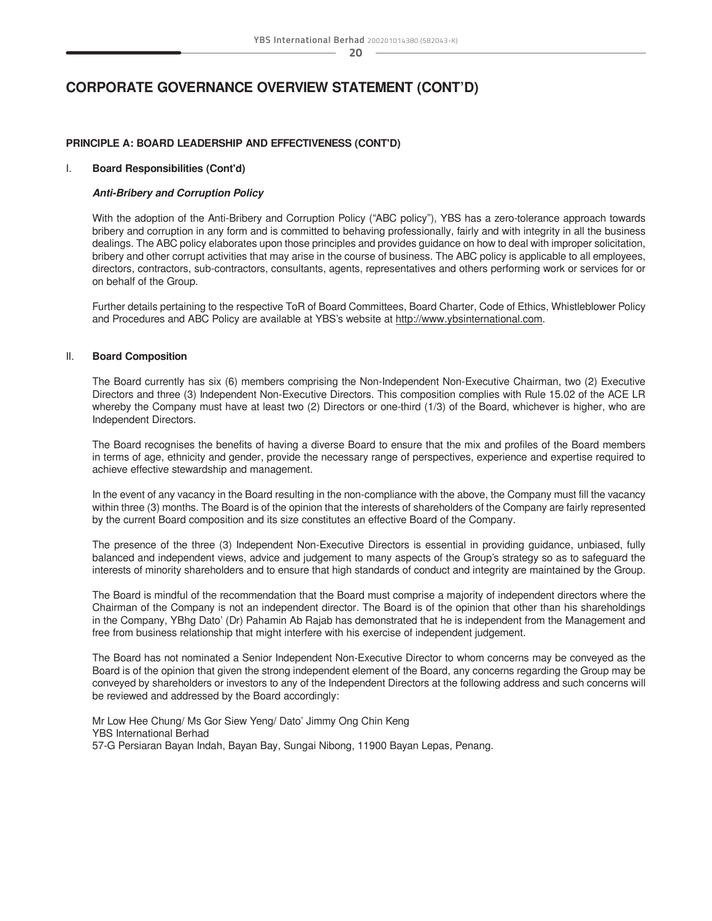# CORPORATE GOVERNANCE OVERVIEW STATEMENT (CONT'D)

## PRINCIPLE A: BOARD LEADERSHIP AND EFFECTIVENESS (CONT'D)

### I. Board Responsibilities (Cont'd)

***Anti-Bribery and Corruption Policy***

With the adoption of the Anti-Bribery and Corruption Policy ("ABC policy"), YBS has a zero-tolerance approach towards bribery and corruption in any form and is committed to behaving professionally, fairly and with integrity in all the business dealings. The ABC policy elaborates upon those principles and provides guidance on how to deal with improper solicitation, bribery and other corrupt activities that may arise in the course of business. The ABC policy is applicable to all employees, directors, contractors, sub-contractors, consultants, agents, representatives and others performing work or services for or on behalf of the Group.

Further details pertaining to the respective ToR of Board Committees, Board Charter, Code of Ethics, Whistleblower Policy and Procedures and ABC Policy are available at YBS's website at http://www.ybsinternational.com.

### II. Board Composition

The Board currently has six (6) members comprising the Non-Independent Non-Executive Chairman, two (2) Executive Directors and three (3) Independent Non-Executive Directors. This composition complies with Rule 15.02 of the ACE LR whereby the Company must have at least two (2) Directors or one-third (1/3) of the Board, whichever is higher, who are Independent Directors.

The Board recognises the benefits of having a diverse Board to ensure that the mix and profiles of the Board members in terms of age, ethnicity and gender, provide the necessary range of perspectives, experience and expertise required to achieve effective stewardship and management.

In the event of any vacancy in the Board resulting in the non-compliance with the above, the Company must fill the vacancy within three (3) months. The Board is of the opinion that the interests of shareholders of the Company are fairly represented by the current Board composition and its size constitutes an effective Board of the Company.

The presence of the three (3) Independent Non-Executive Directors is essential in providing guidance, unbiased, fully balanced and independent views, advice and judgement to many aspects of the Group's strategy so as to safeguard the interests of minority shareholders and to ensure that high standards of conduct and integrity are maintained by the Group.

The Board is mindful of the recommendation that the Board must comprise a majority of independent directors where the Chairman of the Company is not an independent director. The Board is of the opinion that other than his shareholdings in the Company, YBhg Dato' (Dr) Pahamin Ab Rajab has demonstrated that he is independent from the Management and free from business relationship that might interfere with his exercise of independent judgement.

The Board has not nominated a Senior Independent Non-Executive Director to whom concerns may be conveyed as the Board is of the opinion that given the strong independent element of the Board, any concerns regarding the Group may be conveyed by shareholders or investors to any of the Independent Directors at the following address and such concerns will be reviewed and addressed by the Board accordingly:

Mr Low Hee Chung/ Ms Gor Siew Yeng/ Dato' Jimmy Ong Chin Keng
YBS International Berhad
57-G Persiaran Bayan Indah, Bayan Bay, Sungai Nibong, 11900 Bayan Lepas, Penang.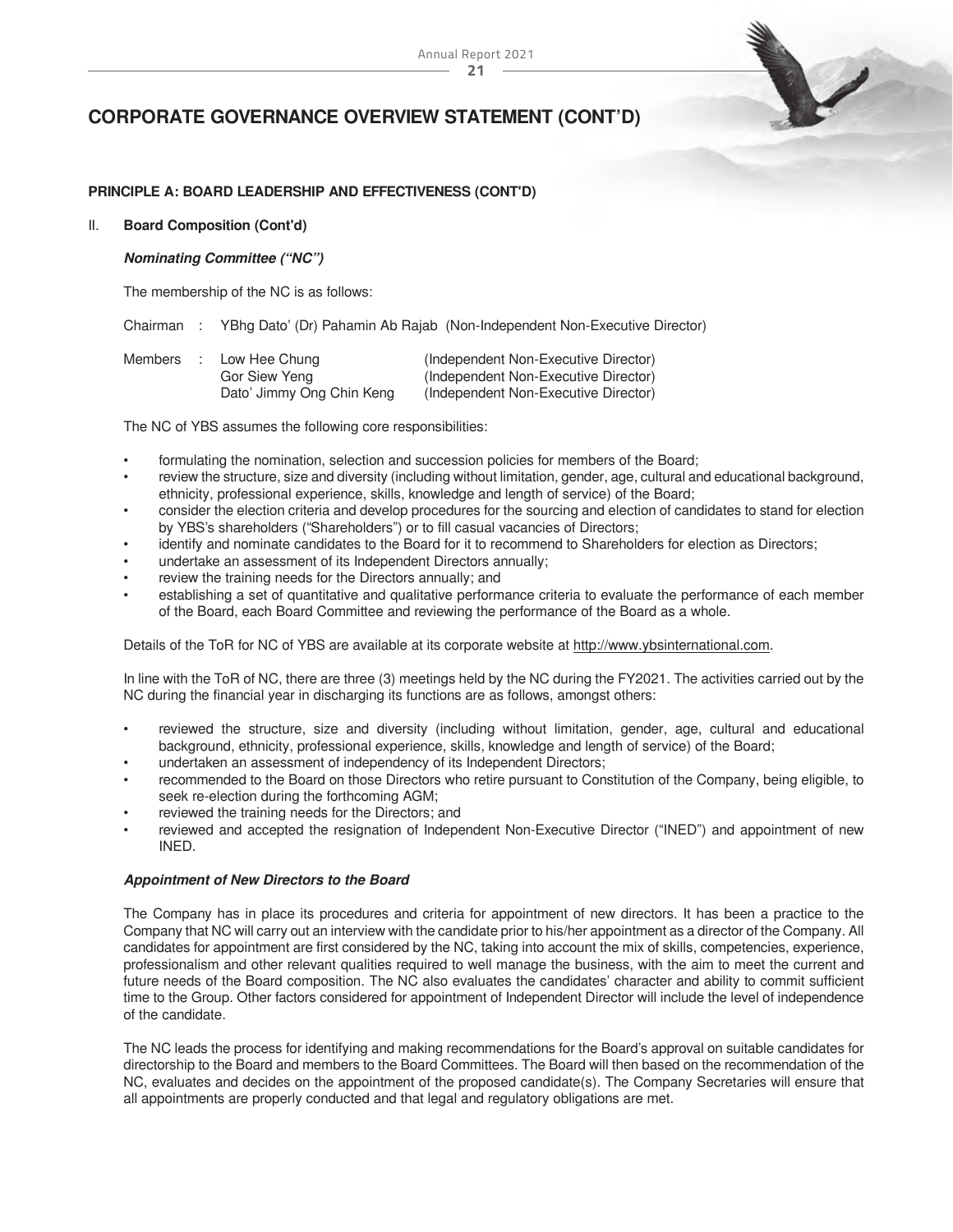# CORPORATE GOVERNANCE OVERVIEW STATEMENT (CONT'D)

**PRINCIPLE A: BOARD LEADERSHIP AND EFFECTIVENESS (CONT'D)**

II. **Board Composition (Cont'd)**

***Nominating Committee ("NC")***

The membership of the NC is as follows:

| | | | |
|---|---|---|---|
| Chairman | : | YBhg Dato' (Dr) Pahamin Ab Rajab | (Non-Independent Non-Executive Director) |
| Members | : | Low Hee Chung | (Independent Non-Executive Director) |
| | | Gor Siew Yeng | (Independent Non-Executive Director) |
| | | Dato' Jimmy Ong Chin Keng | (Independent Non-Executive Director) |

The NC of YBS assumes the following core responsibilities:

- formulating the nomination, selection and succession policies for members of the Board;
- review the structure, size and diversity (including without limitation, gender, age, cultural and educational background, ethnicity, professional experience, skills, knowledge and length of service) of the Board;
- consider the election criteria and develop procedures for the sourcing and election of candidates to stand for election by YBS's shareholders ("Shareholders") or to fill casual vacancies of Directors;
- identify and nominate candidates to the Board for it to recommend to Shareholders for election as Directors;
- undertake an assessment of its Independent Directors annually;
- review the training needs for the Directors annually; and
- establishing a set of quantitative and qualitative performance criteria to evaluate the performance of each member of the Board, each Board Committee and reviewing the performance of the Board as a whole.

Details of the ToR for NC of YBS are available at its corporate website at http://www.ybsinternational.com.

In line with the ToR of NC, there are three (3) meetings held by the NC during the FY2021. The activities carried out by the NC during the financial year in discharging its functions are as follows, amongst others:

- reviewed the structure, size and diversity (including without limitation, gender, age, cultural and educational background, ethnicity, professional experience, skills, knowledge and length of service) of the Board;
- undertaken an assessment of independency of its Independent Directors;
- recommended to the Board on those Directors who retire pursuant to Constitution of the Company, being eligible, to seek re-election during the forthcoming AGM;
- reviewed the training needs for the Directors; and
- reviewed and accepted the resignation of Independent Non-Executive Director ("INED") and appointment of new INED.

***Appointment of New Directors to the Board***

The Company has in place its procedures and criteria for appointment of new directors. It has been a practice to the Company that NC will carry out an interview with the candidate prior to his/her appointment as a director of the Company. All candidates for appointment are first considered by the NC, taking into account the mix of skills, competencies, experience, professionalism and other relevant qualities required to well manage the business, with the aim to meet the current and future needs of the Board composition. The NC also evaluates the candidates' character and ability to commit sufficient time to the Group. Other factors considered for appointment of Independent Director will include the level of independence of the candidate.

The NC leads the process for identifying and making recommendations for the Board's approval on suitable candidates for directorship to the Board and members to the Board Committees. The Board will then based on the recommendation of the NC, evaluates and decides on the appointment of the proposed candidate(s). The Company Secretaries will ensure that all appointments are properly conducted and that legal and regulatory obligations are met.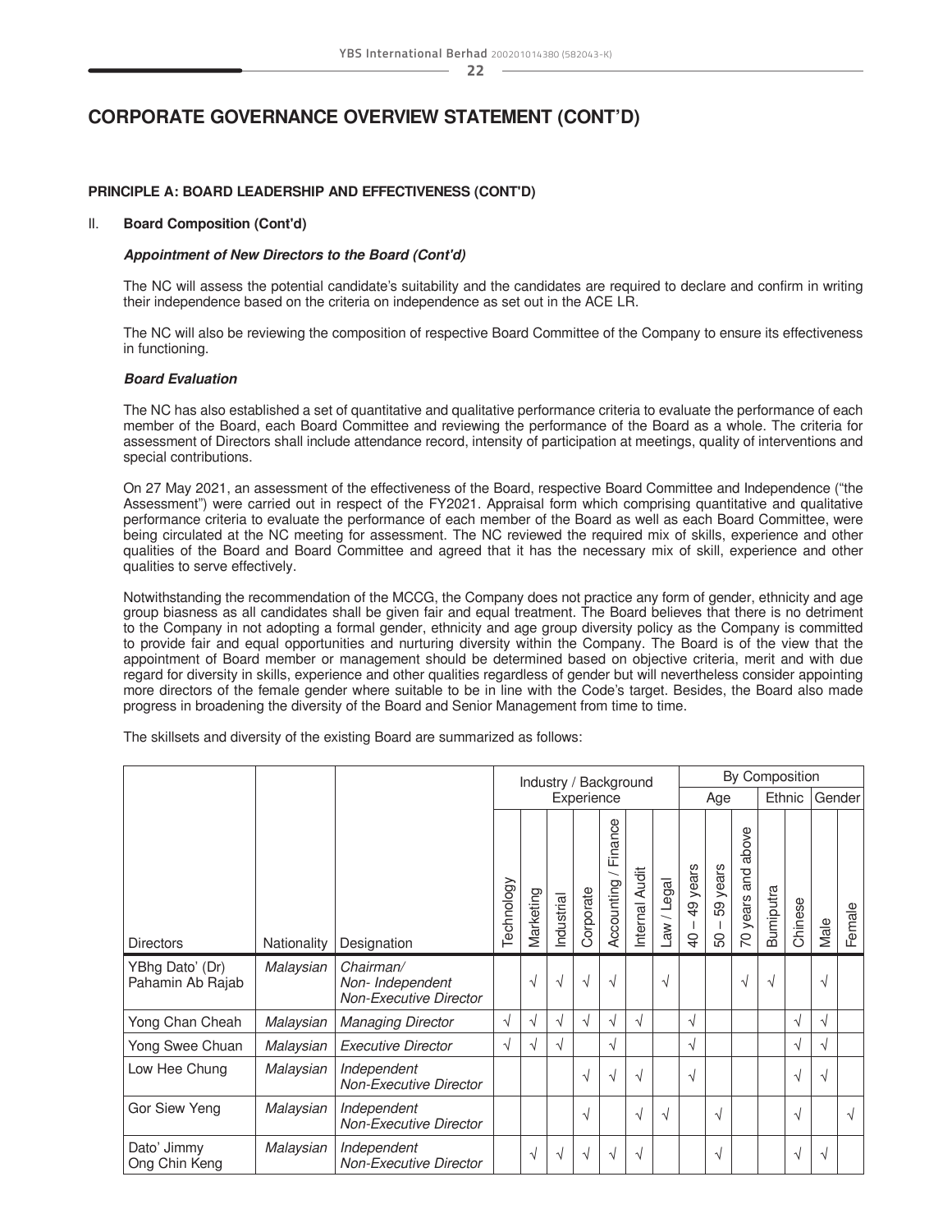# CORPORATE GOVERNANCE OVERVIEW STATEMENT (CONT'D)

**PRINCIPLE A: BOARD LEADERSHIP AND EFFECTIVENESS (CONT'D)**

II. **Board Composition (Cont'd)**

***Appointment of New Directors to the Board (Cont'd)***

The NC will assess the potential candidate's suitability and the candidates are required to declare and confirm in writing their independence based on the criteria on independence as set out in the ACE LR.

The NC will also be reviewing the composition of respective Board Committee of the Company to ensure its effectiveness in functioning.

***Board Evaluation***

The NC has also established a set of quantitative and qualitative performance criteria to evaluate the performance of each member of the Board, each Board Committee and reviewing the performance of the Board as a whole. The criteria for assessment of Directors shall include attendance record, intensity of participation at meetings, quality of interventions and special contributions.

On 27 May 2021, an assessment of the effectiveness of the Board, respective Board Committee and Independence ("the Assessment") were carried out in respect of the FY2021. Appraisal form which comprising quantitative and qualitative performance criteria to evaluate the performance of each member of the Board as well as each Board Committee, were being circulated at the NC meeting for assessment. The NC reviewed the required mix of skills, experience and other qualities of the Board and Board Committee and agreed that it has the necessary mix of skill, experience and other qualities to serve effectively.

Notwithstanding the recommendation of the MCCG, the Company does not practice any form of gender, ethnicity and age group biasness as all candidates shall be given fair and equal treatment. The Board believes that there is no detriment to the Company in not adopting a formal gender, ethnicity and age group diversity policy as the Company is committed to provide fair and equal opportunities and nurturing diversity within the Company. The Board is of the view that the appointment of Board member or management should be determined based on objective criteria, merit and with due regard for diversity in skills, experience and other qualities regardless of gender but will nevertheless consider appointing more directors of the female gender where suitable to be in line with the Code's target. Besides, the Board also made progress in broadening the diversity of the Board and Senior Management from time to time.

The skillsets and diversity of the existing Board are summarized as follows:

| | | | Industry / Background Experience | | | | | | | By Composition | | | | | | |
|---|---|---|---|---|---|---|---|---|---|---|---|---|---|---|---|---|
| | | | | | | | | | | Age | | | Ethnic | | Gender | |
| Directors | Nationality | Designation | Technology | Marketing | Industrial | Corporate | Accounting / Finance | Internal Audit | Law / Legal | 40 – 49 years | 50 – 59 years | 70 years and above | Bumiputra | Chinese | Male | Female |
| YBhg Dato' (Dr) Pahamin Ab Rajab | *Malaysian* | *Chairman/ Non- Independent Non-Executive Director* | | √ | √ | √ | √ | | √ | | | √ | √ | | √ | |
| Yong Chan Cheah | *Malaysian* | *Managing Director* | √ | √ | √ | √ | √ | √ | | √ | | | | √ | √ | |
| Yong Swee Chuan | *Malaysian* | *Executive Director* | √ | √ | √ | | √ | | | √ | | | | √ | √ | |
| Low Hee Chung | *Malaysian* | *Independent Non-Executive Director* | | | | √ | √ | √ | | √ | | | | √ | √ | |
| Gor Siew Yeng | *Malaysian* | *Independent Non-Executive Director* | | | | √ | | √ | √ | | √ | | | √ | | √ |
| Dato' Jimmy Ong Chin Keng | *Malaysian* | *Independent Non-Executive Director* | | √ | √ | √ | √ | √ | | | √ | | | √ | √ | |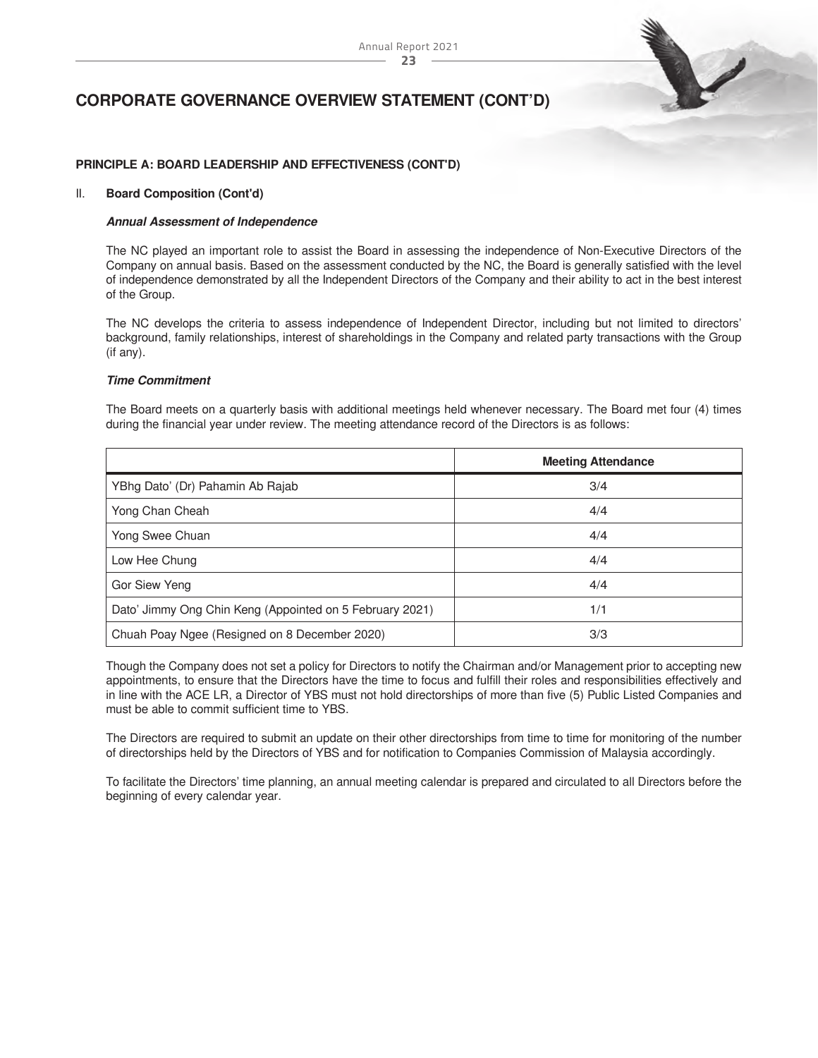## CORPORATE GOVERNANCE OVERVIEW STATEMENT (CONT'D)

**PRINCIPLE A: BOARD LEADERSHIP AND EFFECTIVENESS (CONT'D)**

II. **Board Composition (Cont'd)**

***Annual Assessment of Independence***

The NC played an important role to assist the Board in assessing the independence of Non-Executive Directors of the Company on annual basis. Based on the assessment conducted by the NC, the Board is generally satisfied with the level of independence demonstrated by all the Independent Directors of the Company and their ability to act in the best interest of the Group.

The NC develops the criteria to assess independence of Independent Director, including but not limited to directors' background, family relationships, interest of shareholdings in the Company and related party transactions with the Group (if any).

***Time Commitment***

The Board meets on a quarterly basis with additional meetings held whenever necessary. The Board met four (4) times during the financial year under review. The meeting attendance record of the Directors is as follows:

| | **Meeting Attendance** |
|---|---|
| YBhg Dato' (Dr) Pahamin Ab Rajab | 3/4 |
| Yong Chan Cheah | 4/4 |
| Yong Swee Chuan | 4/4 |
| Low Hee Chung | 4/4 |
| Gor Siew Yeng | 4/4 |
| Dato' Jimmy Ong Chin Keng (Appointed on 5 February 2021) | 1/1 |
| Chuah Poay Ngee (Resigned on 8 December 2020) | 3/3 |

Though the Company does not set a policy for Directors to notify the Chairman and/or Management prior to accepting new appointments, to ensure that the Directors have the time to focus and fulfill their roles and responsibilities effectively and in line with the ACE LR, a Director of YBS must not hold directorships of more than five (5) Public Listed Companies and must be able to commit sufficient time to YBS.

The Directors are required to submit an update on their other directorships from time to time for monitoring of the number of directorships held by the Directors of YBS and for notification to Companies Commission of Malaysia accordingly.

To facilitate the Directors' time planning, an annual meeting calendar is prepared and circulated to all Directors before the beginning of every calendar year.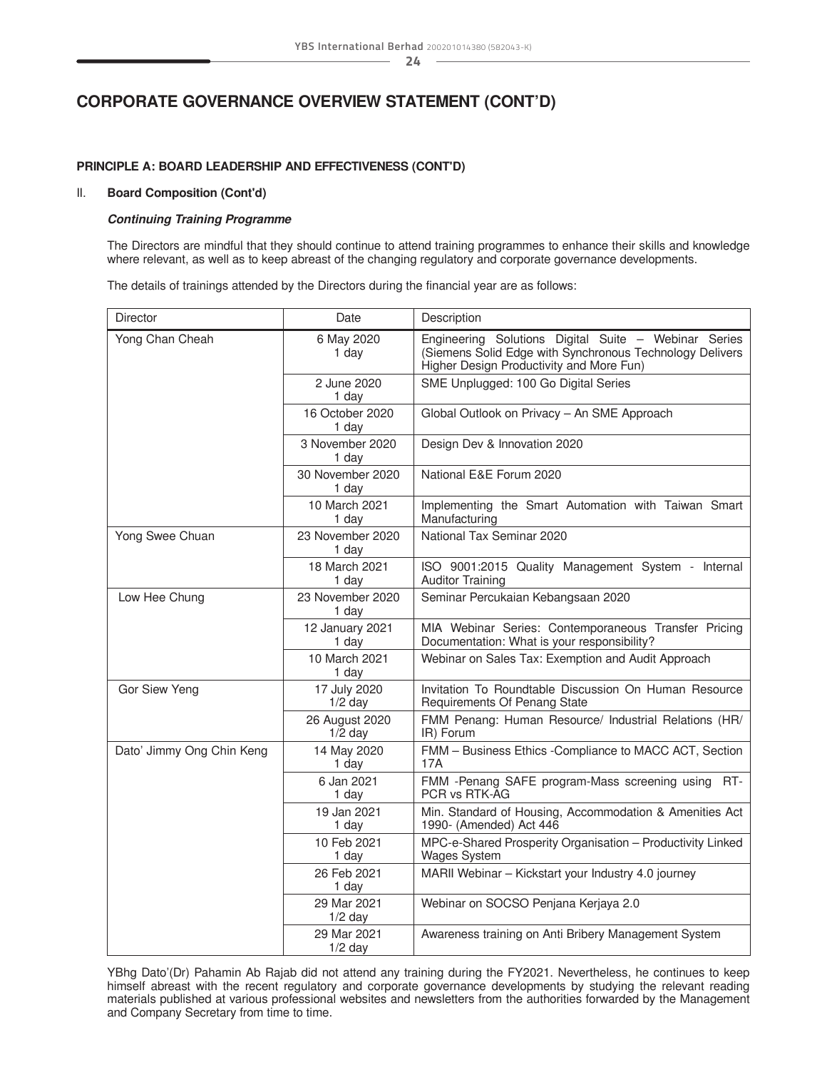# CORPORATE GOVERNANCE OVERVIEW STATEMENT (CONT'D)

**PRINCIPLE A: BOARD LEADERSHIP AND EFFECTIVENESS (CONT'D)**

II. **Board Composition (Cont'd)**

***Continuing Training Programme***

The Directors are mindful that they should continue to attend training programmes to enhance their skills and knowledge where relevant, as well as to keep abreast of the changing regulatory and corporate governance developments.

The details of trainings attended by the Directors during the financial year are as follows:

| Director | Date | Description |
|---|---|---|
| Yong Chan Cheah | 6 May 2020<br>1 day | Engineering Solutions Digital Suite – Webinar Series (Siemens Solid Edge with Synchronous Technology Delivers Higher Design Productivity and More Fun) |
| | 2 June 2020<br>1 day | SME Unplugged: 100 Go Digital Series |
| | 16 October 2020<br>1 day | Global Outlook on Privacy – An SME Approach |
| | 3 November 2020<br>1 day | Design Dev & Innovation 2020 |
| | 30 November 2020<br>1 day | National E&E Forum 2020 |
| | 10 March 2021<br>1 day | Implementing the Smart Automation with Taiwan Smart Manufacturing |
| Yong Swee Chuan | 23 November 2020<br>1 day | National Tax Seminar 2020 |
| | 18 March 2021<br>1 day | ISO 9001:2015 Quality Management System - Internal Auditor Training |
| Low Hee Chung | 23 November 2020<br>1 day | Seminar Percukaian Kebangsaan 2020 |
| | 12 January 2021<br>1 day | MIA Webinar Series: Contemporaneous Transfer Pricing Documentation: What is your responsibility? |
| | 10 March 2021<br>1 day | Webinar on Sales Tax: Exemption and Audit Approach |
| Gor Siew Yeng | 17 July 2020<br>1/2 day | Invitation To Roundtable Discussion On Human Resource Requirements Of Penang State |
| | 26 August 2020<br>1/2 day | FMM Penang: Human Resource/ Industrial Relations (HR/IR) Forum |
| Dato' Jimmy Ong Chin Keng | 14 May 2020<br>1 day | FMM – Business Ethics -Compliance to MACC ACT, Section 17A |
| | 6 Jan 2021<br>1 day | FMM -Penang SAFE program-Mass screening using RT-PCR vs RTK-AG |
| | 19 Jan 2021<br>1 day | Min. Standard of Housing, Accommodation & Amenities Act 1990- (Amended) Act 446 |
| | 10 Feb 2021<br>1 day | MPC-e-Shared Prosperity Organisation – Productivity Linked Wages System |
| | 26 Feb 2021<br>1 day | MARII Webinar – Kickstart your Industry 4.0 journey |
| | 29 Mar 2021<br>1/2 day | Webinar on SOCSO Penjana Kerjaya 2.0 |
| | 29 Mar 2021<br>1/2 day | Awareness training on Anti Bribery Management System |

YBhg Dato'(Dr) Pahamin Ab Rajab did not attend any training during the FY2021. Nevertheless, he continues to keep himself abreast with the recent regulatory and corporate governance developments by studying the relevant reading materials published at various professional websites and newsletters from the authorities forwarded by the Management and Company Secretary from time to time.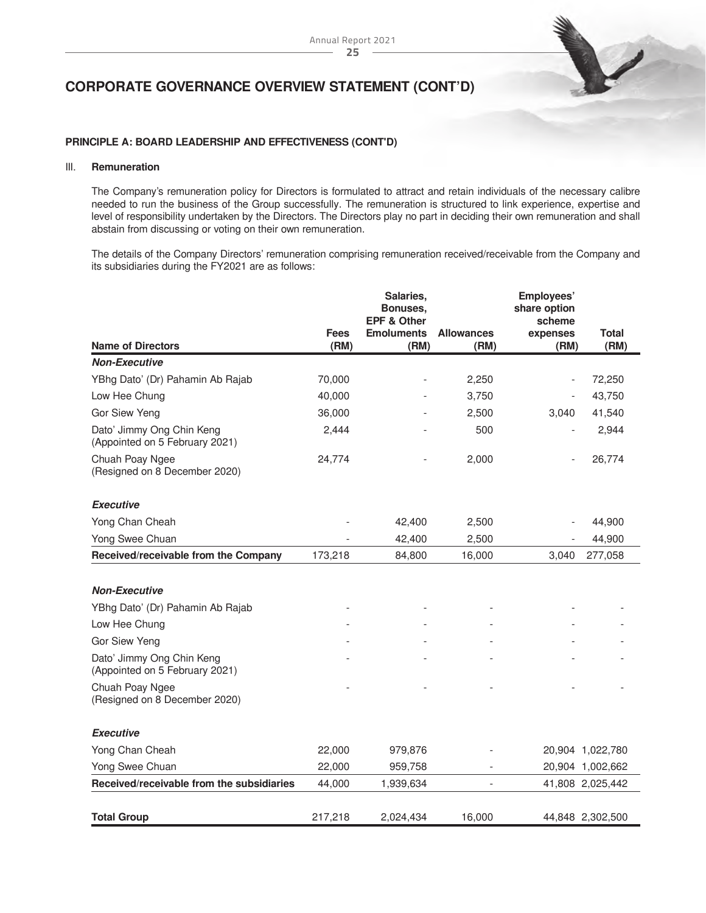## CORPORATE GOVERNANCE OVERVIEW STATEMENT (CONT'D)

**PRINCIPLE A: BOARD LEADERSHIP AND EFFECTIVENESS (CONT'D)**

III. **Remuneration**

The Company's remuneration policy for Directors is formulated to attract and retain individuals of the necessary calibre needed to run the business of the Group successfully. The remuneration is structured to link experience, expertise and level of responsibility undertaken by the Directors. The Directors play no part in deciding their own remuneration and shall abstain from discussing or voting on their own remuneration.

The details of the Company Directors' remuneration comprising remuneration received/receivable from the Company and its subsidiaries during the FY2021 are as follows:

| Name of Directors | Fees (RM) | Salaries, Bonuses, EPF & Other Emoluments (RM) | Allowances (RM) | Employees' share option scheme expenses (RM) | Total (RM) |
|---|---|---|---|---|---|
| ***Non-Executive*** | | | | | |
| YBhg Dato' (Dr) Pahamin Ab Rajab | 70,000 | - | 2,250 | - | 72,250 |
| Low Hee Chung | 40,000 | - | 3,750 | - | 43,750 |
| Gor Siew Yeng | 36,000 | - | 2,500 | 3,040 | 41,540 |
| Dato' Jimmy Ong Chin Keng (Appointed on 5 February 2021) | 2,444 | - | 500 | - | 2,944 |
| Chuah Poay Ngee (Resigned on 8 December 2020) | 24,774 | - | 2,000 | - | 26,774 |
| ***Executive*** | | | | | |
| Yong Chan Cheah | - | 42,400 | 2,500 | - | 44,900 |
| Yong Swee Chuan | - | 42,400 | 2,500 | - | 44,900 |
| **Received/receivable from the Company** | 173,218 | 84,800 | 16,000 | 3,040 | 277,058 |
| ***Non-Executive*** | | | | | |
| YBhg Dato' (Dr) Pahamin Ab Rajab | - | - | - | - | - |
| Low Hee Chung | - | - | - | - | - |
| Gor Siew Yeng | - | - | - | - | - |
| Dato' Jimmy Ong Chin Keng (Appointed on 5 February 2021) | - | - | - | - | - |
| Chuah Poay Ngee (Resigned on 8 December 2020) | - | - | - | - | - |
| ***Executive*** | | | | | |
| Yong Chan Cheah | 22,000 | 979,876 | - | 20,904 | 1,022,780 |
| Yong Swee Chuan | 22,000 | 959,758 | - | 20,904 | 1,002,662 |
| **Received/receivable from the subsidiaries** | 44,000 | 1,939,634 | - | 41,808 | 2,025,442 |
| **Total Group** | 217,218 | 2,024,434 | 16,000 | 44,848 | 2,302,500 |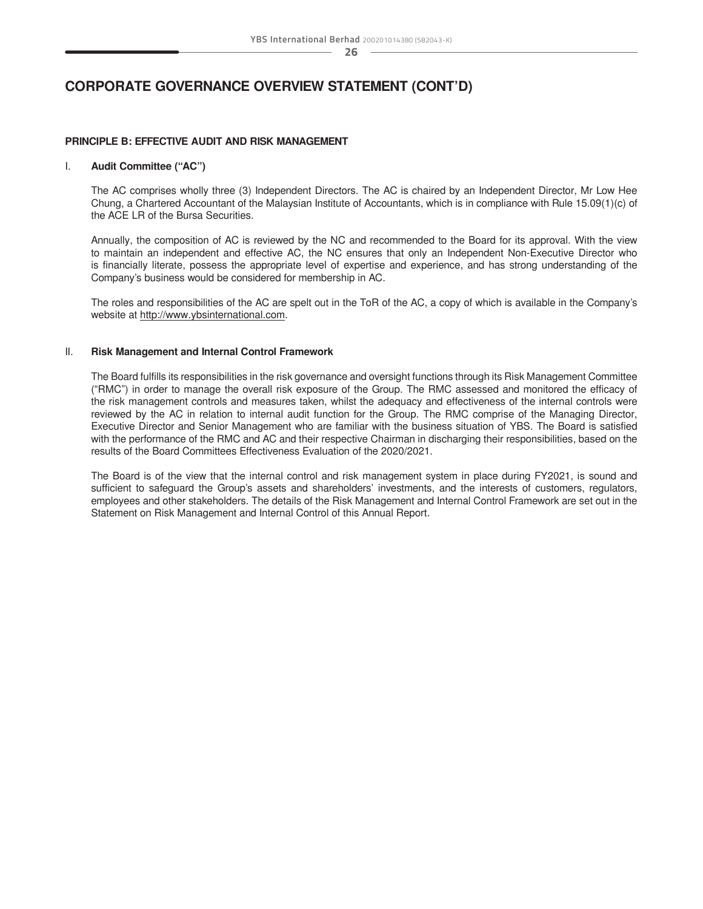# CORPORATE GOVERNANCE OVERVIEW STATEMENT (CONT'D)

## PRINCIPLE B: EFFECTIVE AUDIT AND RISK MANAGEMENT

### I. Audit Committee ("AC")

The AC comprises wholly three (3) Independent Directors. The AC is chaired by an Independent Director, Mr Low Hee Chung, a Chartered Accountant of the Malaysian Institute of Accountants, which is in compliance with Rule 15.09(1)(c) of the ACE LR of the Bursa Securities.

Annually, the composition of AC is reviewed by the NC and recommended to the Board for its approval. With the view to maintain an independent and effective AC, the NC ensures that only an Independent Non-Executive Director who is financially literate, possess the appropriate level of expertise and experience, and has strong understanding of the Company's business would be considered for membership in AC.

The roles and responsibilities of the AC are spelt out in the ToR of the AC, a copy of which is available in the Company's website at http://www.ybsinternational.com.

### II. Risk Management and Internal Control Framework

The Board fulfills its responsibilities in the risk governance and oversight functions through its Risk Management Committee ("RMC") in order to manage the overall risk exposure of the Group. The RMC assessed and monitored the efficacy of the risk management controls and measures taken, whilst the adequacy and effectiveness of the internal controls were reviewed by the AC in relation to internal audit function for the Group. The RMC comprise of the Managing Director, Executive Director and Senior Management who are familiar with the business situation of YBS. The Board is satisfied with the performance of the RMC and AC and their respective Chairman in discharging their responsibilities, based on the results of the Board Committees Effectiveness Evaluation of the 2020/2021.

The Board is of the view that the internal control and risk management system in place during FY2021, is sound and sufficient to safeguard the Group's assets and shareholders' investments, and the interests of customers, regulators, employees and other stakeholders. The details of the Risk Management and Internal Control Framework are set out in the Statement on Risk Management and Internal Control of this Annual Report.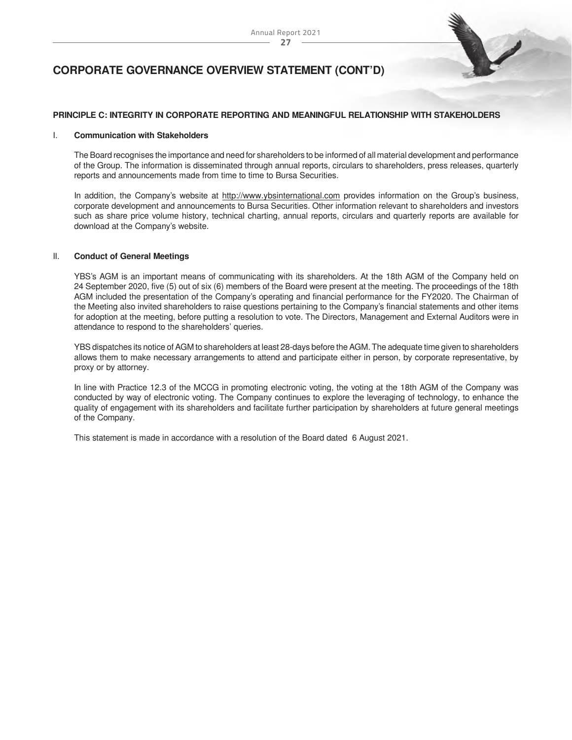# CORPORATE GOVERNANCE OVERVIEW STATEMENT (CONT'D)

## PRINCIPLE C: INTEGRITY IN CORPORATE REPORTING AND MEANINGFUL RELATIONSHIP WITH STAKEHOLDERS

### I. Communication with Stakeholders

The Board recognises the importance and need for shareholders to be informed of all material development and performance of the Group. The information is disseminated through annual reports, circulars to shareholders, press releases, quarterly reports and announcements made from time to time to Bursa Securities.

In addition, the Company's website at http://www.ybsinternational.com provides information on the Group's business, corporate development and announcements to Bursa Securities. Other information relevant to shareholders and investors such as share price volume history, technical charting, annual reports, circulars and quarterly reports are available for download at the Company's website.

### II. Conduct of General Meetings

YBS's AGM is an important means of communicating with its shareholders. At the 18th AGM of the Company held on 24 September 2020, five (5) out of six (6) members of the Board were present at the meeting. The proceedings of the 18th AGM included the presentation of the Company's operating and financial performance for the FY2020. The Chairman of the Meeting also invited shareholders to raise questions pertaining to the Company's financial statements and other items for adoption at the meeting, before putting a resolution to vote. The Directors, Management and External Auditors were in attendance to respond to the shareholders' queries.

YBS dispatches its notice of AGM to shareholders at least 28-days before the AGM. The adequate time given to shareholders allows them to make necessary arrangements to attend and participate either in person, by corporate representative, by proxy or by attorney.

In line with Practice 12.3 of the MCCG in promoting electronic voting, the voting at the 18th AGM of the Company was conducted by way of electronic voting. The Company continues to explore the leveraging of technology, to enhance the quality of engagement with its shareholders and facilitate further participation by shareholders at future general meetings of the Company.

This statement is made in accordance with a resolution of the Board dated 6 August 2021.